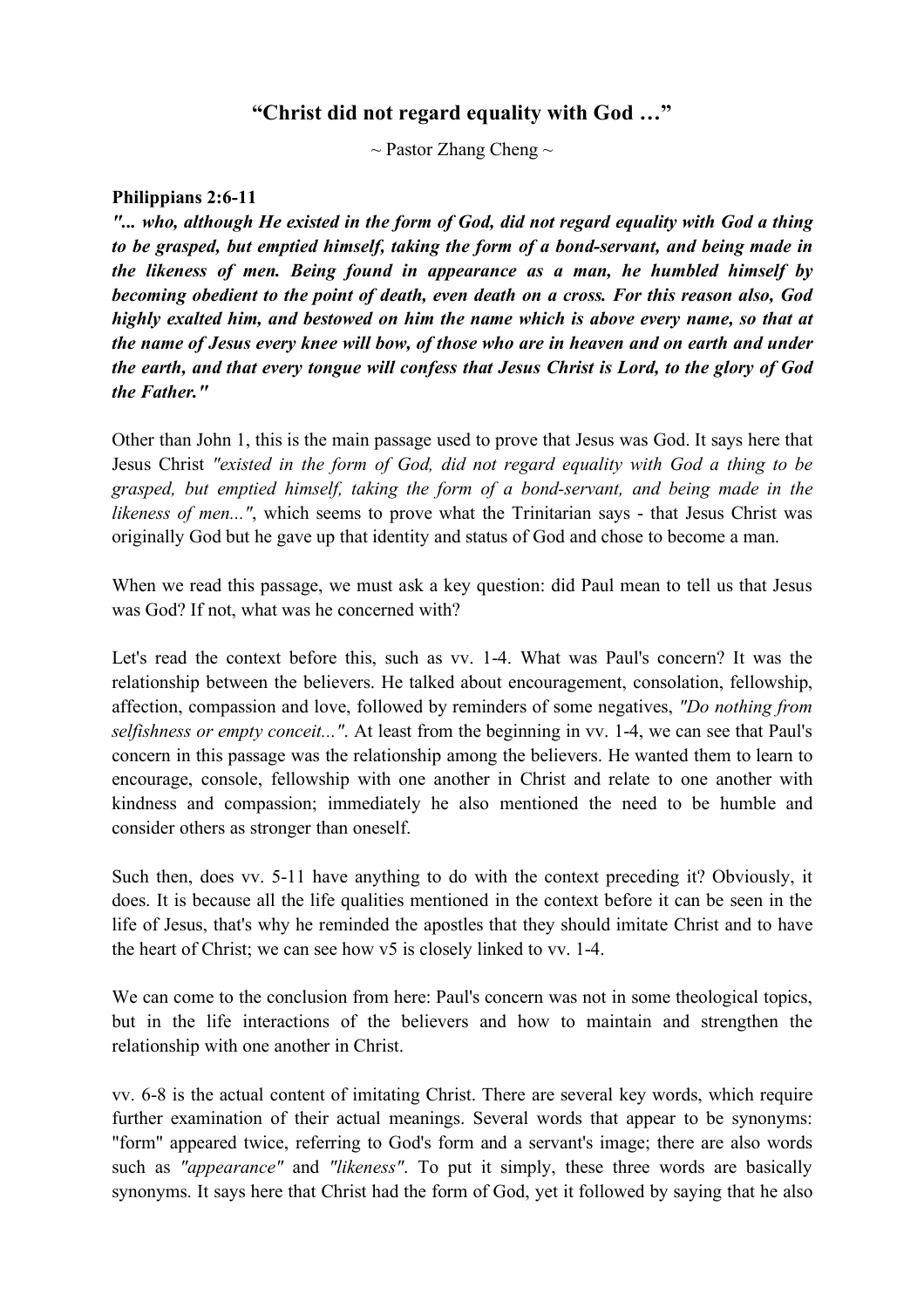# "Christ did not regard equality with God …"

~ Pastor Zhang Cheng ~

**Philippians 2:6-11**

***"... who, although He existed in the form of God, did not regard equality with God a thing to be grasped, but emptied himself, taking the form of a bond-servant, and being made in the likeness of men. Being found in appearance as a man, he humbled himself by becoming obedient to the point of death, even death on a cross. For this reason also, God highly exalted him, and bestowed on him the name which is above every name, so that at the name of Jesus every knee will bow, of those who are in heaven and on earth and under the earth, and that every tongue will confess that Jesus Christ is Lord, to the glory of God the Father."***

Other than John 1, this is the main passage used to prove that Jesus was God. It says here that Jesus Christ *"existed in the form of God, did not regard equality with God a thing to be grasped, but emptied himself, taking the form of a bond-servant, and being made in the likeness of men..."*, which seems to prove what the Trinitarian says - that Jesus Christ was originally God but he gave up that identity and status of God and chose to become a man.

When we read this passage, we must ask a key question: did Paul mean to tell us that Jesus was God? If not, what was he concerned with?

Let's read the context before this, such as vv. 1-4. What was Paul's concern? It was the relationship between the believers. He talked about encouragement, consolation, fellowship, affection, compassion and love, followed by reminders of some negatives, *"Do nothing from selfishness or empty conceit..."*. At least from the beginning in vv. 1-4, we can see that Paul's concern in this passage was the relationship among the believers. He wanted them to learn to encourage, console, fellowship with one another in Christ and relate to one another with kindness and compassion; immediately he also mentioned the need to be humble and consider others as stronger than oneself.

Such then, does vv. 5-11 have anything to do with the context preceding it? Obviously, it does. It is because all the life qualities mentioned in the context before it can be seen in the life of Jesus, that's why he reminded the apostles that they should imitate Christ and to have the heart of Christ; we can see how v5 is closely linked to vv. 1-4.

We can come to the conclusion from here: Paul's concern was not in some theological topics, but in the life interactions of the believers and how to maintain and strengthen the relationship with one another in Christ.

vv. 6-8 is the actual content of imitating Christ. There are several key words, which require further examination of their actual meanings. Several words that appear to be synonyms: "form" appeared twice, referring to God's form and a servant's image; there are also words such as *"appearance"* and *"likeness"*. To put it simply, these three words are basically synonyms. It says here that Christ had the form of God, yet it followed by saying that he also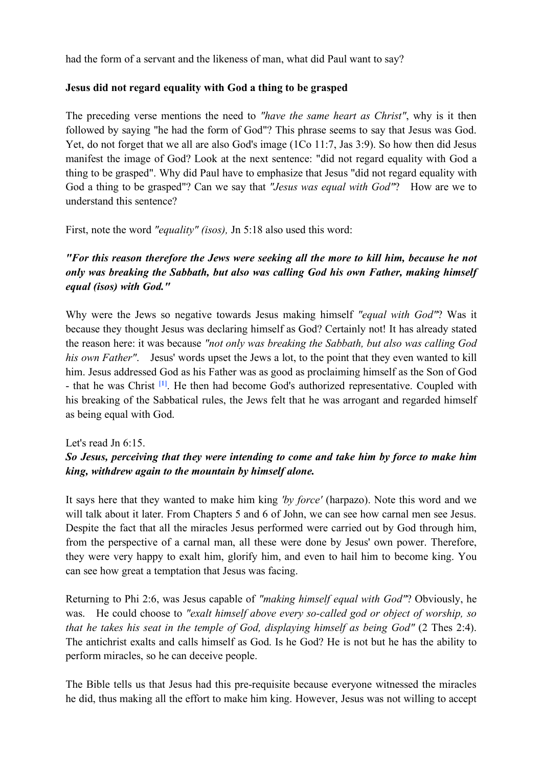had the form of a servant and the likeness of man, what did Paul want to say?

**Jesus did not regard equality with God a thing to be grasped**

The preceding verse mentions the need to *"have the same heart as Christ"*, why is it then followed by saying "he had the form of God"? This phrase seems to say that Jesus was God. Yet, do not forget that we all are also God's image (1Co 11:7, Jas 3:9). So how then did Jesus manifest the image of God? Look at the next sentence: "did not regard equality with God a thing to be grasped". Why did Paul have to emphasize that Jesus "did not regard equality with God a thing to be grasped"? Can we say that *"Jesus was equal with God"*? How are we to understand this sentence?

First, note the word *"equality" (isos),* Jn 5:18 also used this word:

***"For this reason therefore the Jews were seeking all the more to kill him, because he not only was breaking the Sabbath, but also was calling God his own Father, making himself equal (isos) with God."***

Why were the Jews so negative towards Jesus making himself *"equal with God"*? Was it because they thought Jesus was declaring himself as God? Certainly not! It has already stated the reason here: it was because *"not only was breaking the Sabbath, but also was calling God his own Father"*. Jesus' words upset the Jews a lot, to the point that they even wanted to kill him. Jesus addressed God as his Father was as good as proclaiming himself as the Son of God - that he was Christ [1]. He then had become God's authorized representative. Coupled with his breaking of the Sabbatical rules, the Jews felt that he was arrogant and regarded himself as being equal with God.

Let's read Jn 6:15.

***So Jesus, perceiving that they were intending to come and take him by force to make him king, withdrew again to the mountain by himself alone.***

It says here that they wanted to make him king *'by force'* (harpazo). Note this word and we will talk about it later. From Chapters 5 and 6 of John, we can see how carnal men see Jesus. Despite the fact that all the miracles Jesus performed were carried out by God through him, from the perspective of a carnal man, all these were done by Jesus' own power. Therefore, they were very happy to exalt him, glorify him, and even to hail him to become king. You can see how great a temptation that Jesus was facing.

Returning to Phi 2:6, was Jesus capable of *"making himself equal with God"*? Obviously, he was. He could choose to *"exalt himself above every so-called god or object of worship, so that he takes his seat in the temple of God, displaying himself as being God"* (2 Thes 2:4). The antichrist exalts and calls himself as God. Is he God? He is not but he has the ability to perform miracles, so he can deceive people.

The Bible tells us that Jesus had this pre-requisite because everyone witnessed the miracles he did, thus making all the effort to make him king. However, Jesus was not willing to accept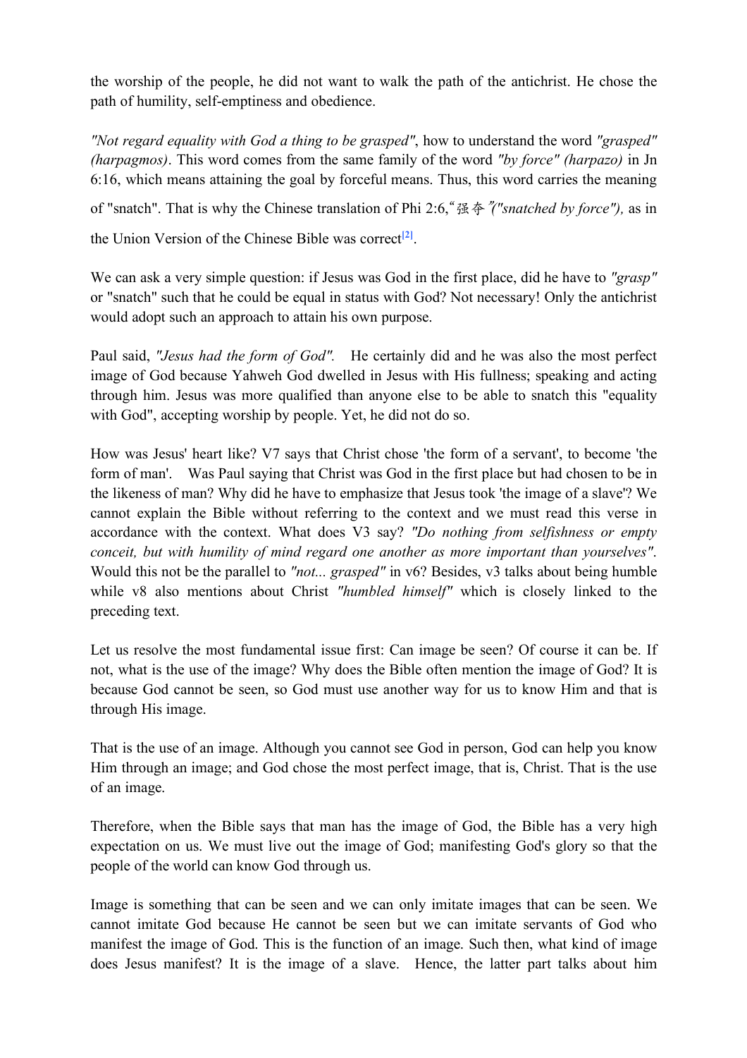the worship of the people, he did not want to walk the path of the antichrist. He chose the path of humility, self-emptiness and obedience.

*"Not regard equality with God a thing to be grasped"*, how to understand the word *"grasped" (harpagmos)*. This word comes from the same family of the word *"by force" (harpazo)* in Jn 6:16, which means attaining the goal by forceful means. Thus, this word carries the meaning of "snatch". That is why the Chinese translation of Phi 2:6,"强夺"*("snatched by force"),* as in the Union Version of the Chinese Bible was correct[2].

We can ask a very simple question: if Jesus was God in the first place, did he have to *"grasp"* or "snatch" such that he could be equal in status with God? Not necessary! Only the antichrist would adopt such an approach to attain his own purpose.

Paul said, *"Jesus had the form of God".* He certainly did and he was also the most perfect image of God because Yahweh God dwelled in Jesus with His fullness; speaking and acting through him. Jesus was more qualified than anyone else to be able to snatch this "equality with God", accepting worship by people. Yet, he did not do so.

How was Jesus' heart like? V7 says that Christ chose 'the form of a servant', to become 'the form of man'. Was Paul saying that Christ was God in the first place but had chosen to be in the likeness of man? Why did he have to emphasize that Jesus took 'the image of a slave'? We cannot explain the Bible without referring to the context and we must read this verse in accordance with the context. What does V3 say? *"Do nothing from selfishness or empty conceit, but with humility of mind regard one another as more important than yourselves".* Would this not be the parallel to *"not... grasped"* in v6? Besides, v3 talks about being humble while v8 also mentions about Christ *"humbled himself"* which is closely linked to the preceding text.

Let us resolve the most fundamental issue first: Can image be seen? Of course it can be. If not, what is the use of the image? Why does the Bible often mention the image of God? It is because God cannot be seen, so God must use another way for us to know Him and that is through His image.

That is the use of an image. Although you cannot see God in person, God can help you know Him through an image; and God chose the most perfect image, that is, Christ. That is the use of an image.

Therefore, when the Bible says that man has the image of God, the Bible has a very high expectation on us. We must live out the image of God; manifesting God's glory so that the people of the world can know God through us.

Image is something that can be seen and we can only imitate images that can be seen. We cannot imitate God because He cannot be seen but we can imitate servants of God who manifest the image of God. This is the function of an image. Such then, what kind of image does Jesus manifest? It is the image of a slave. Hence, the latter part talks about him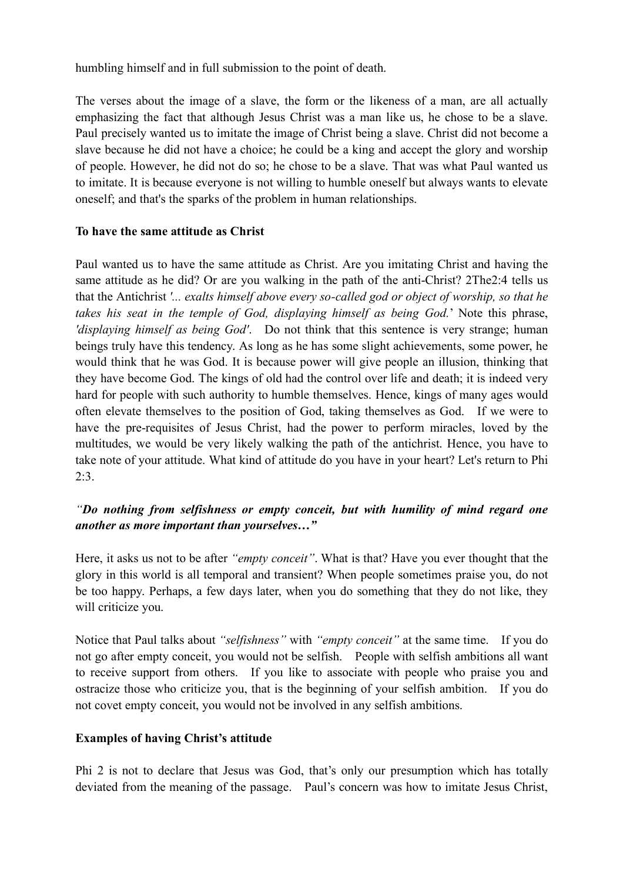humbling himself and in full submission to the point of death.

The verses about the image of a slave, the form or the likeness of a man, are all actually emphasizing the fact that although Jesus Christ was a man like us, he chose to be a slave. Paul precisely wanted us to imitate the image of Christ being a slave. Christ did not become a slave because he did not have a choice; he could be a king and accept the glory and worship of people. However, he did not do so; he chose to be a slave. That was what Paul wanted us to imitate. It is because everyone is not willing to humble oneself but always wants to elevate oneself; and that's the sparks of the problem in human relationships.

**To have the same attitude as Christ**

Paul wanted us to have the same attitude as Christ. Are you imitating Christ and having the same attitude as he did? Or are you walking in the path of the anti-Christ? 2The2:4 tells us that the Antichrist *'... exalts himself above every so-called god or object of worship, so that he takes his seat in the temple of God, displaying himself as being God.*' Note this phrase, *'displaying himself as being God'*. Do not think that this sentence is very strange; human beings truly have this tendency. As long as he has some slight achievements, some power, he would think that he was God. It is because power will give people an illusion, thinking that they have become God. The kings of old had the control over life and death; it is indeed very hard for people with such authority to humble themselves. Hence, kings of many ages would often elevate themselves to the position of God, taking themselves as God. If we were to have the pre-requisites of Jesus Christ, had the power to perform miracles, loved by the multitudes, we would be very likely walking the path of the antichrist. Hence, you have to take note of your attitude. What kind of attitude do you have in your heart? Let's return to Phi 2:3.

***"Do nothing from selfishness or empty conceit, but with humility of mind regard one another as more important than yourselves…"***

Here, it asks us not to be after *"empty conceit"*. What is that? Have you ever thought that the glory in this world is all temporal and transient? When people sometimes praise you, do not be too happy. Perhaps, a few days later, when you do something that they do not like, they will criticize you.

Notice that Paul talks about *"selfishness"* with *"empty conceit"* at the same time. If you do not go after empty conceit, you would not be selfish. People with selfish ambitions all want to receive support from others. If you like to associate with people who praise you and ostracize those who criticize you, that is the beginning of your selfish ambition. If you do not covet empty conceit, you would not be involved in any selfish ambitions.

**Examples of having Christ's attitude**

Phi 2 is not to declare that Jesus was God, that's only our presumption which has totally deviated from the meaning of the passage. Paul's concern was how to imitate Jesus Christ,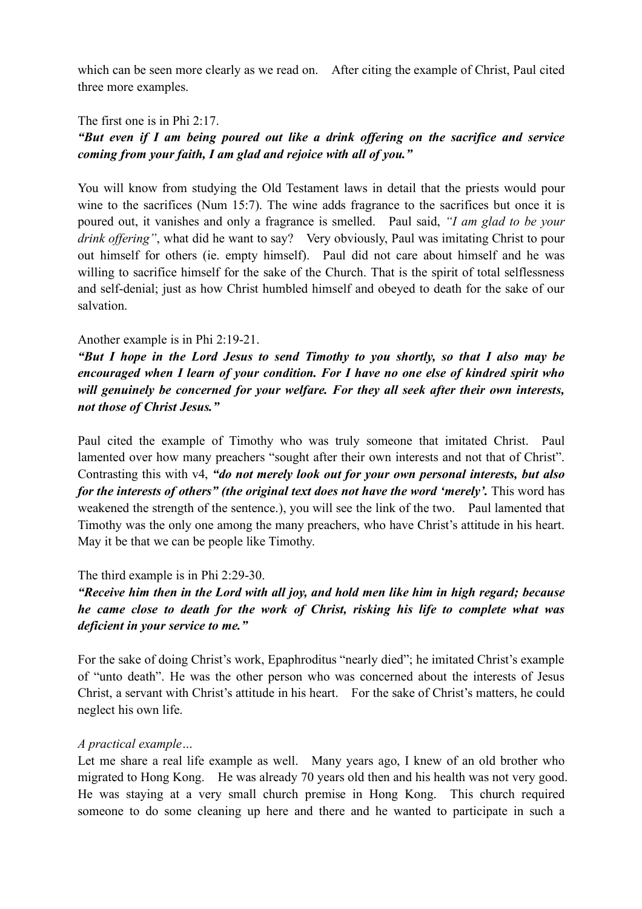which can be seen more clearly as we read on. After citing the example of Christ, Paul cited three more examples.

The first one is in Phi 2:17.

***"But even if I am being poured out like a drink offering on the sacrifice and service coming from your faith, I am glad and rejoice with all of you."***

You will know from studying the Old Testament laws in detail that the priests would pour wine to the sacrifices (Num 15:7). The wine adds fragrance to the sacrifices but once it is poured out, it vanishes and only a fragrance is smelled. Paul said, *"I am glad to be your drink offering"*, what did he want to say? Very obviously, Paul was imitating Christ to pour out himself for others (ie. empty himself). Paul did not care about himself and he was willing to sacrifice himself for the sake of the Church. That is the spirit of total selflessness and self-denial; just as how Christ humbled himself and obeyed to death for the sake of our salvation.

Another example is in Phi 2:19-21.

***"But I hope in the Lord Jesus to send Timothy to you shortly, so that I also may be encouraged when I learn of your condition. For I have no one else of kindred spirit who will genuinely be concerned for your welfare. For they all seek after their own interests, not those of Christ Jesus."***

Paul cited the example of Timothy who was truly someone that imitated Christ. Paul lamented over how many preachers "sought after their own interests and not that of Christ". Contrasting this with v4, ***"do not merely look out for your own personal interests, but also for the interests of others" (the original text does not have the word 'merely'.*** This word has weakened the strength of the sentence.), you will see the link of the two. Paul lamented that Timothy was the only one among the many preachers, who have Christ's attitude in his heart. May it be that we can be people like Timothy.

The third example is in Phi 2:29-30.

***"Receive him then in the Lord with all joy, and hold men like him in high regard; because he came close to death for the work of Christ, risking his life to complete what was deficient in your service to me."***

For the sake of doing Christ's work, Epaphroditus "nearly died"; he imitated Christ's example of "unto death". He was the other person who was concerned about the interests of Jesus Christ, a servant with Christ's attitude in his heart. For the sake of Christ's matters, he could neglect his own life.

*A practical example…*

Let me share a real life example as well. Many years ago, I knew of an old brother who migrated to Hong Kong. He was already 70 years old then and his health was not very good. He was staying at a very small church premise in Hong Kong. This church required someone to do some cleaning up here and there and he wanted to participate in such a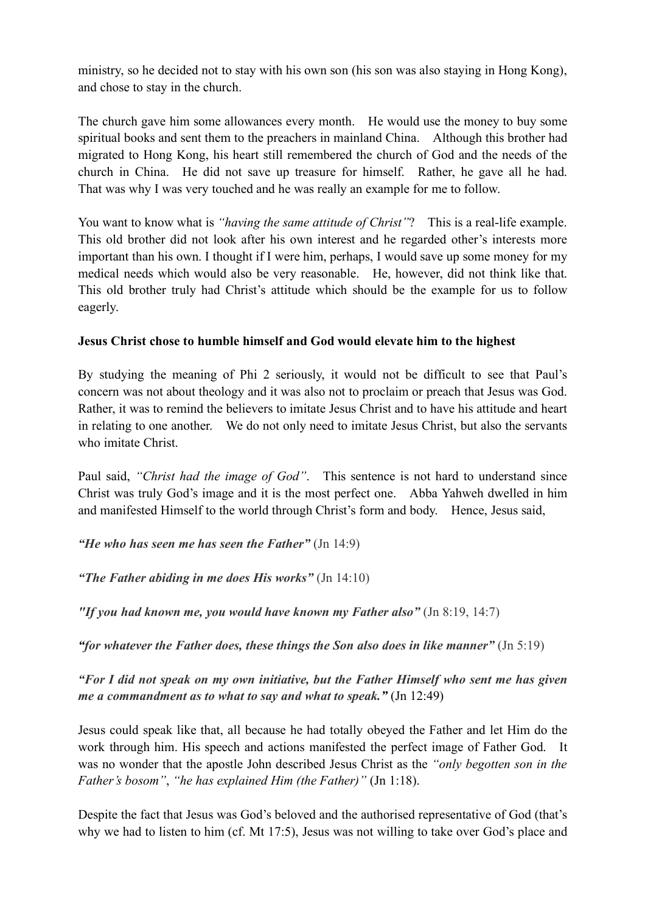ministry, so he decided not to stay with his own son (his son was also staying in Hong Kong), and chose to stay in the church.

The church gave him some allowances every month. He would use the money to buy some spiritual books and sent them to the preachers in mainland China. Although this brother had migrated to Hong Kong, his heart still remembered the church of God and the needs of the church in China. He did not save up treasure for himself. Rather, he gave all he had. That was why I was very touched and he was really an example for me to follow.

You want to know what is *"having the same attitude of Christ"*? This is a real-life example. This old brother did not look after his own interest and he regarded other's interests more important than his own. I thought if I were him, perhaps, I would save up some money for my medical needs which would also be very reasonable. He, however, did not think like that. This old brother truly had Christ's attitude which should be the example for us to follow eagerly.

**Jesus Christ chose to humble himself and God would elevate him to the highest**

By studying the meaning of Phi 2 seriously, it would not be difficult to see that Paul's concern was not about theology and it was also not to proclaim or preach that Jesus was God. Rather, it was to remind the believers to imitate Jesus Christ and to have his attitude and heart in relating to one another. We do not only need to imitate Jesus Christ, but also the servants who imitate Christ.

Paul said, *"Christ had the image of God"*. This sentence is not hard to understand since Christ was truly God's image and it is the most perfect one. Abba Yahweh dwelled in him and manifested Himself to the world through Christ's form and body. Hence, Jesus said,

***"He who has seen me has seen the Father"*** (Jn 14:9)

***"The Father abiding in me does His works"*** (Jn 14:10)

***"If you had known me, you would have known my Father also"*** (Jn 8:19, 14:7)

***"for whatever the Father does, these things the Son also does in like manner"*** (Jn 5:19)

***"For I did not speak on my own initiative, but the Father Himself who sent me has given me a commandment as to what to say and what to speak."*** (Jn 12:49)

Jesus could speak like that, all because he had totally obeyed the Father and let Him do the work through him. His speech and actions manifested the perfect image of Father God. It was no wonder that the apostle John described Jesus Christ as the *"only begotten son in the Father's bosom"*, *"he has explained Him (the Father)"* (Jn 1:18).

Despite the fact that Jesus was God's beloved and the authorised representative of God (that's why we had to listen to him (cf. Mt 17:5), Jesus was not willing to take over God's place and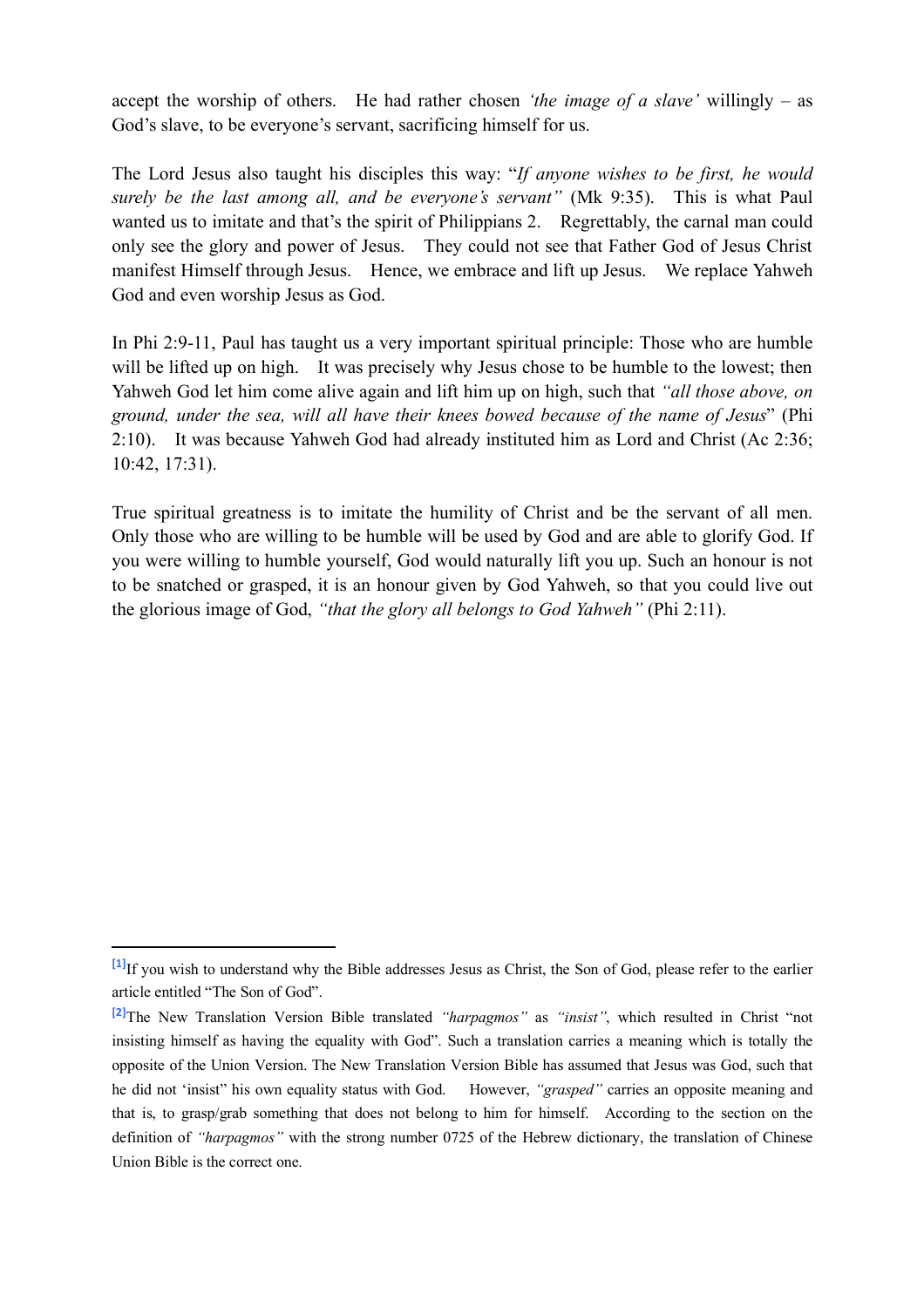accept the worship of others. He had rather chosen *'the image of a slave'* willingly – as God's slave, to be everyone's servant, sacrificing himself for us.

The Lord Jesus also taught his disciples this way: "*If anyone wishes to be first, he would surely be the last among all, and be everyone's servant"* (Mk 9:35). This is what Paul wanted us to imitate and that's the spirit of Philippians 2. Regrettably, the carnal man could only see the glory and power of Jesus. They could not see that Father God of Jesus Christ manifest Himself through Jesus. Hence, we embrace and lift up Jesus. We replace Yahweh God and even worship Jesus as God.

In Phi 2:9-11, Paul has taught us a very important spiritual principle: Those who are humble will be lifted up on high. It was precisely why Jesus chose to be humble to the lowest; then Yahweh God let him come alive again and lift him up on high, such that *"all those above, on ground, under the sea, will all have their knees bowed because of the name of Jesus*" (Phi 2:10). It was because Yahweh God had already instituted him as Lord and Christ (Ac 2:36; 10:42, 17:31).

True spiritual greatness is to imitate the humility of Christ and be the servant of all men. Only those who are willing to be humble will be used by God and are able to glorify God. If you were willing to humble yourself, God would naturally lift you up. Such an honour is not to be snatched or grasped, it is an honour given by God Yahweh, so that you could live out the glorious image of God, *"that the glory all belongs to God Yahweh"* (Phi 2:11).

---

[1] If you wish to understand why the Bible addresses Jesus as Christ, the Son of God, please refer to the earlier article entitled "The Son of God".

[2] The New Translation Version Bible translated *"harpagmos"* as *"insist"*, which resulted in Christ "not insisting himself as having the equality with God". Such a translation carries a meaning which is totally the opposite of the Union Version. The New Translation Version Bible has assumed that Jesus was God, such that he did not 'insist" his own equality status with God. However, *"grasped"* carries an opposite meaning and that is, to grasp/grab something that does not belong to him for himself. According to the section on the definition of *"harpagmos"* with the strong number 0725 of the Hebrew dictionary, the translation of Chinese Union Bible is the correct one.